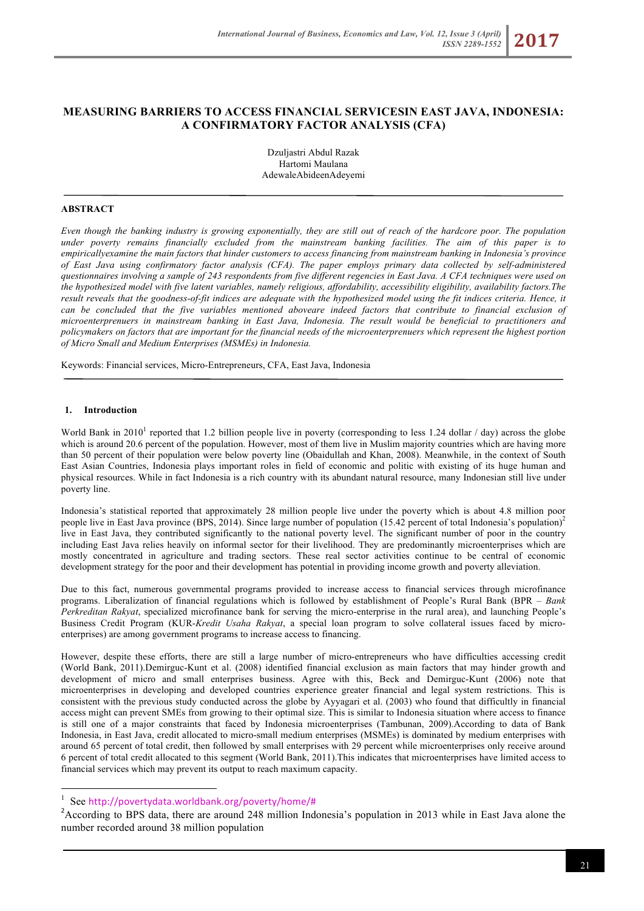# MEASURING BARRIERS TO ACCESS FINANCIAL SERVICESIN EAST JAVA, INDONESIA: A CONFIRMATORY FACTOR ANALYSIS (CFA)

Dzuljastri Abdul Razak
Hartomi Maulana
AdewaleAbideenAdeyemi

---

## ABSTRACT

*Even though the banking industry is growing exponentially, they are still out of reach of the hardcore poor. The population under poverty remains financially excluded from the mainstream banking facilities. The aim of this paper is to empiricallyexamine the main factors that hinder customers to access financing from mainstream banking in Indonesia's province of East Java using confirmatory factor analysis (CFA). The paper employs primary data collected by self-administered questionnaires involving a sample of 243 respondents from five different regencies in East Java. A CFA techniques were used on the hypothesized model with five latent variables, namely religious, affordability, accessibility eligibility, availability factors.The result reveals that the goodness-of-fit indices are adequate with the hypothesized model using the fit indices criteria. Hence, it can be concluded that the five variables mentioned aboveare indeed factors that contribute to financial exclusion of microenterprenuers in mainstream banking in East Java, Indonesia. The result would be beneficial to practitioners and policymakers on factors that are important for the financial needs of the microenterprenuers which represent the highest portion of Micro Small and Medium Enterprises (MSMEs) in Indonesia.*

Keywords: Financial services, Micro-Entrepreneurs, CFA, East Java, Indonesia

---

## 1. Introduction

World Bank in 2010[1] reported that 1.2 billion people live in poverty (corresponding to less 1.24 dollar / day) across the globe which is around 20.6 percent of the population. However, most of them live in Muslim majority countries which are having more than 50 percent of their population were below poverty line (Obaidullah and Khan, 2008). Meanwhile, in the context of South East Asian Countries, Indonesia plays important roles in field of economic and politic with existing of its huge human and physical resources. While in fact Indonesia is a rich country with its abundant natural resource, many Indonesian still live under poverty line.

Indonesia's statistical reported that approximately 28 million people live under the poverty which is about 4.8 million poor people live in East Java province (BPS, 2014). Since large number of population (15.42 percent of total Indonesia's population)[2] live in East Java, they contributed significantly to the national poverty level. The significant number of poor in the country including East Java relies heavily on informal sector for their livelihood. They are predominantly microenterprises which are mostly concentrated in agriculture and trading sectors. These real sector activities continue to be central of economic development strategy for the poor and their development has potential in providing income growth and poverty alleviation.

Due to this fact, numerous governmental programs provided to increase access to financial services through microfinance programs. Liberalization of financial regulations which is followed by establishment of People's Rural Bank (BPR – *Bank Perkreditan Rakyat*, specialized microfinance bank for serving the micro-enterprise in the rural area), and launching People's Business Credit Program (KUR-*Kredit Usaha Rakyat*, a special loan program to solve collateral issues faced by micro-enterprises) are among government programs to increase access to financing.

However, despite these efforts, there are still a large number of micro-entrepreneurs who have difficulties accessing credit (World Bank, 2011).Demirguc-Kunt et al. (2008) identified financial exclusion as main factors that may hinder growth and development of micro and small enterprises business. Agree with this, Beck and Demirguc-Kunt (2006) note that microenterprises in developing and developed countries experience greater financial and legal system restrictions. This is consistent with the previous study conducted across the globe by Ayyagari et al. (2003) who found that difficultly in financial access might can prevent SMEs from growing to their optimal size. This is similar to Indonesia situation where access to finance is still one of a major constraints that faced by Indonesia microenterprises (Tambunan, 2009).According to data of Bank Indonesia, in East Java, credit allocated to micro-small medium enterprises (MSMEs) is dominated by medium enterprises with around 65 percent of total credit, then followed by small enterprises with 29 percent while microenterprises only receive around 6 percent of total credit allocated to this segment (World Bank, 2011).This indicates that microenterprises have limited access to financial services which may prevent its output to reach maximum capacity.

---

[1] See http://povertydata.worldbank.org/poverty/home/#

[2] According to BPS data, there are around 248 million Indonesia's population in 2013 while in East Java alone the number recorded around 38 million population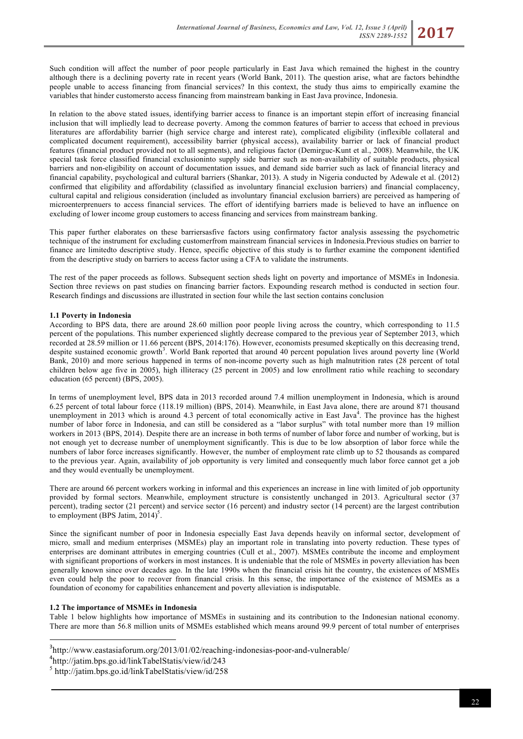Such condition will affect the number of poor people particularly in East Java which remained the highest in the country although there is a declining poverty rate in recent years (World Bank, 2011). The question arise, what are factors behindthe people unable to access financing from financial services? In this context, the study thus aims to empirically examine the variables that hinder customersto access financing from mainstream banking in East Java province, Indonesia.

In relation to the above stated issues, identifying barrier access to finance is an important stepin effort of increasing financial inclusion that will impliedly lead to decrease poverty. Among the common features of barrier to access that echoed in previous literatures are affordability barrier (high service charge and interest rate), complicated eligibility (inflexible collateral and complicated document requirement), accessibility barrier (physical access), availability barrier or lack of financial product features (financial product provided not to all segments), and religious factor (Demirguc-Kunt et al., 2008). Meanwhile, the UK special task force classified financial exclusioninto supply side barrier such as non-availability of suitable products, physical barriers and non-eligibility on account of documentation issues, and demand side barrier such as lack of financial literacy and financial capability, psychological and cultural barriers (Shankar, 2013). A study in Nigeria conducted by Adewale et al. (2012) confirmed that eligibility and affordability (classified as involuntary financial exclusion barriers) and financial complacency, cultural capital and religious consideration (included as involuntary financial exclusion barriers) are perceived as hampering of microenterprenuers to access financial services. The effort of identifying barriers made is believed to have an influence on excluding of lower income group customers to access financing and services from mainstream banking.

This paper further elaborates on these barriersasfive factors using confirmatory factor analysis assessing the psychometric technique of the instrument for excluding customerfrom mainstream financial services in Indonesia.Previous studies on barrier to finance are limitedto descriptive study. Hence, specific objective of this study is to further examine the component identified from the descriptive study on barriers to access factor using a CFA to validate the instruments.

The rest of the paper proceeds as follows. Subsequent section sheds light on poverty and importance of MSMEs in Indonesia. Section three reviews on past studies on financing barrier factors. Expounding research method is conducted in section four. Research findings and discussions are illustrated in section four while the last section contains conclusion

### 1.1 Poverty in Indonesia

According to BPS data, there are around 28.60 million poor people living across the country, which corresponding to 11.5 percent of the populations. This number experienced slightly decrease compared to the previous year of September 2013, which recorded at 28.59 million or 11.66 percent (BPS, 2014:176). However, economists presumed skeptically on this decreasing trend, despite sustained economic growth[3]. World Bank reported that around 40 percent population lives around poverty line (World Bank, 2010) and more serious happened in terms of non-income poverty such as high malnutrition rates (28 percent of total children below age five in 2005), high illiteracy (25 percent in 2005) and low enrollment ratio while reaching to secondary education (65 percent) (BPS, 2005).

In terms of unemployment level, BPS data in 2013 recorded around 7.4 million unemployment in Indonesia, which is around 6.25 percent of total labour force (118.19 million) (BPS, 2014). Meanwhile, in East Java alone, there are around 871 thousand unemployment in 2013 which is around 4.3 percent of total economically active in East Java[4]. The province has the highest number of labor force in Indonesia, and can still be considered as a "labor surplus" with total number more than 19 million workers in 2013 (BPS, 2014). Despite there are an increase in both terms of number of labor force and number of working, but is not enough yet to decrease number of unemployment significantly. This is due to be low absorption of labor force while the numbers of labor force increases significantly. However, the number of employment rate climb up to 52 thousands as compared to the previous year. Again, availability of job opportunity is very limited and consequently much labor force cannot get a job and they would eventually be unemployment.

There are around 66 percent workers working in informal and this experiences an increase in line with limited of job opportunity provided by formal sectors. Meanwhile, employment structure is consistently unchanged in 2013. Agricultural sector (37 percent), trading sector (21 percent) and service sector (16 percent) and industry sector (14 percent) are the largest contribution to employment (BPS Jatim, 2014)[5].

Since the significant number of poor in Indonesia especially East Java depends heavily on informal sector, development of micro, small and medium enterprises (MSMEs) play an important role in translating into poverty reduction. These types of enterprises are dominant attributes in emerging countries (Cull et al., 2007). MSMEs contribute the income and employment with significant proportions of workers in most instances. It is undeniable that the role of MSMEs in poverty alleviation has been generally known since over decades ago. In the late 1990s when the financial crisis hit the country, the existences of MSMEs even could help the poor to recover from financial crisis. In this sense, the importance of the existence of MSMEs as a foundation of economy for capabilities enhancement and poverty alleviation is indisputable.

### 1.2 The importance of MSMEs in Indonesia

Table 1 below highlights how importance of MSMEs in sustaining and its contribution to the Indonesian national economy. There are more than 56.8 million units of MSMEs established which means around 99.9 percent of total number of enterprises

---

[3] http://www.eastasiaforum.org/2013/01/02/reaching-indonesias-poor-and-vulnerable/

[4] http://jatim.bps.go.id/linkTabelStatis/view/id/243

[5] http://jatim.bps.go.id/linkTabelStatis/view/id/258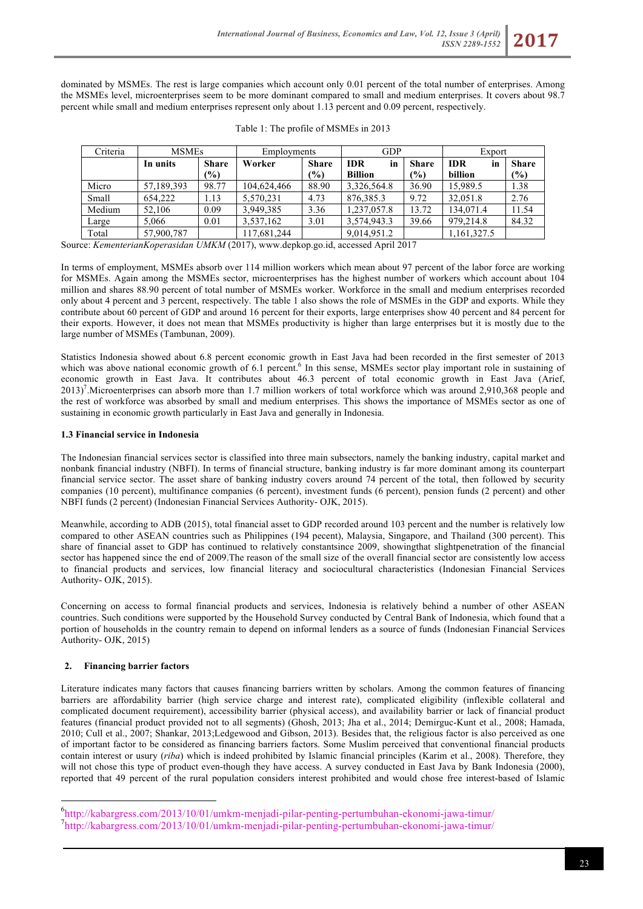dominated by MSMEs. The rest is large companies which account only 0.01 percent of the total number of enterprises. Among the MSMEs level, microenterprises seem to be more dominant compared to small and medium enterprises. It covers about 98.7 percent while small and medium enterprises represent only about 1.13 percent and 0.09 percent, respectively.

Table 1: The profile of MSMEs in 2013

| Criteria | MSMEs | | Employments | | GDP | | Export | |
|---|---|---|---|---|---|---|---|---|
| | **In units** | **Share (%)** | **Worker** | **Share (%)** | **IDR in Billion** | **Share (%)** | **IDR in billion** | **Share (%)** |
| Micro | 57,189,393 | 98.77 | 104,624,466 | 88.90 | 3,326,564.8 | 36.90 | 15,989.5 | 1.38 |
| Small | 654,222 | 1.13 | 5,570,231 | 4.73 | 876,385.3 | 9.72 | 32,051.8 | 2.76 |
| Medium | 52,106 | 0.09 | 3,949,385 | 3.36 | 1,237,057.8 | 13.72 | 134,071.4 | 11.54 |
| Large | 5,066 | 0.01 | 3,537,162 | 3.01 | 3,574,943.3 | 39.66 | 979,214.8 | 84.32 |
| Total | 57,900,787 | | 117,681,244 | | 9,014,951.2 | | 1,161,327.5 | |

Source: *KementerianKoperasidan UMKM* (2017), www.depkop.go.id, accessed April 2017

In terms of employment, MSMEs absorb over 114 million workers which mean about 97 percent of the labor force are working for MSMEs. Again among the MSMEs sector, microenterprises has the highest number of workers which account about 104 million and shares 88.90 percent of total number of MSMEs worker. Workforce in the small and medium enterprises recorded only about 4 percent and 3 percent, respectively. The table 1 also shows the role of MSMEs in the GDP and exports. While they contribute about 60 percent of GDP and around 16 percent for their exports, large enterprises show 40 percent and 84 percent for their exports. However, it does not mean that MSMEs productivity is higher than large enterprises but it is mostly due to the large number of MSMEs (Tambunan, 2009).

Statistics Indonesia showed about 6.8 percent economic growth in East Java had been recorded in the first semester of 2013 which was above national economic growth of 6.1 percent.[6] In this sense, MSMEs sector play important role in sustaining of economic growth in East Java. It contributes about 46.3 percent of total economic growth in East Java (Arief, 2013)[7].Microenterprises can absorb more than 1.7 million workers of total workforce which was around 2,910,368 people and the rest of workforce was absorbed by small and medium enterprises. This shows the importance of MSMEs sector as one of sustaining in economic growth particularly in East Java and generally in Indonesia.

### 1.3 Financial service in Indonesia

The Indonesian financial services sector is classified into three main subsectors, namely the banking industry, capital market and nonbank financial industry (NBFI). In terms of financial structure, banking industry is far more dominant among its counterpart financial service sector. The asset share of banking industry covers around 74 percent of the total, then followed by security companies (10 percent), multifinance companies (6 percent), investment funds (6 percent), pension funds (2 percent) and other NBFI funds (2 percent) (Indonesian Financial Services Authority- OJK, 2015).

Meanwhile, according to ADB (2015), total financial asset to GDP recorded around 103 percent and the number is relatively low compared to other ASEAN countries such as Philippines (194 pecent), Malaysia, Singapore, and Thailand (300 percent). This share of financial asset to GDP has continued to relatively constantsince 2009, showingthat slightpenetration of the financial sector has happened since the end of 2009.The reason of the small size of the overall financial sector are consistently low access to financial products and services, low financial literacy and sociocultural characteristics (Indonesian Financial Services Authority- OJK, 2015).

Concerning on access to formal financial products and services, Indonesia is relatively behind a number of other ASEAN countries. Such conditions were supported by the Household Survey conducted by Central Bank of Indonesia, which found that a portion of households in the country remain to depend on informal lenders as a source of funds (Indonesian Financial Services Authority- OJK, 2015)

## 2. Financing barrier factors

Literature indicates many factors that causes financing barriers written by scholars. Among the common features of financing barriers are affordability barrier (high service charge and interest rate), complicated eligibility (inflexible collateral and complicated document requirement), accessibility barrier (physical access), and availability barrier or lack of financial product features (financial product provided not to all segments) (Ghosh, 2013; Jha et al., 2014; Demirguc-Kunt et al., 2008; Hamada, 2010; Cull et al., 2007; Shankar, 2013;Ledgewood and Gibson, 2013). Besides that, the religious factor is also perceived as one of important factor to be considered as financing barriers factors. Some Muslim perceived that conventional financial products contain interest or usury (*riba*) which is indeed prohibited by Islamic financial principles (Karim et al., 2008). Therefore, they will not chose this type of product even-though they have access. A survey conducted in East Java by Bank Indonesia (2000), reported that 49 percent of the rural population considers interest prohibited and would chose free interest-based of Islamic

[6] http://kabargress.com/2013/10/01/umkm-menjadi-pilar-penting-pertumbuhan-ekonomi-jawa-timur/
[7] http://kabargress.com/2013/10/01/umkm-menjadi-pilar-penting-pertumbuhan-ekonomi-jawa-timur/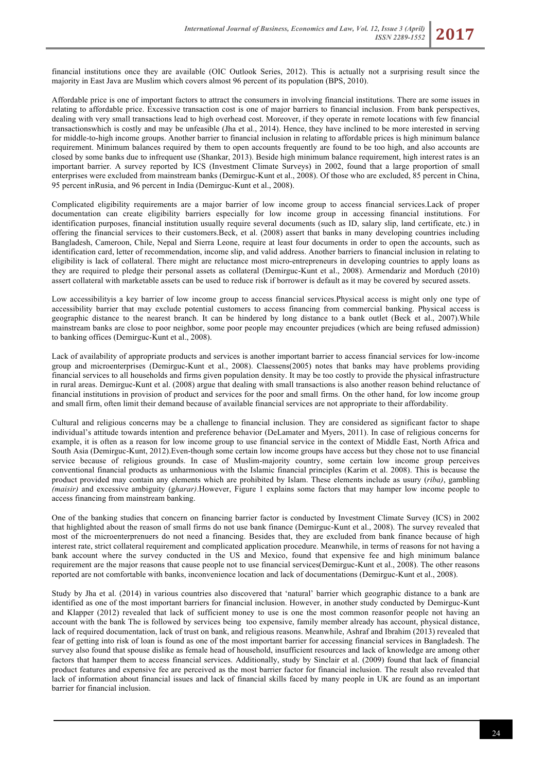financial institutions once they are available (OIC Outlook Series, 2012). This is actually not a surprising result since the majority in East Java are Muslim which covers almost 96 percent of its population (BPS, 2010).

Affordable price is one of important factors to attract the consumers in involving financial institutions. There are some issues in relating to affordable price. Excessive transaction cost is one of major barriers to financial inclusion. From bank perspectives, dealing with very small transactions lead to high overhead cost. Moreover, if they operate in remote locations with few financial transactionswhich is costly and may be unfeasible (Jha et al., 2014). Hence, they have inclined to be more interested in serving for middle-to-high income groups. Another barrier to financial inclusion in relating to affordable prices is high minimum balance requirement. Minimum balances required by them to open accounts frequently are found to be too high, and also accounts are closed by some banks due to infrequent use (Shankar, 2013). Beside high minimum balance requirement, high interest rates is an important barrier. A survey reported by ICS (Investment Climate Surveys) in 2002, found that a large proportion of small enterprises were excluded from mainstream banks (Demirguc-Kunt et al., 2008). Of those who are excluded, 85 percent in China, 95 percent inRusia, and 96 percent in India (Demirguc-Kunt et al., 2008).

Complicated eligibility requirements are a major barrier of low income group to access financial services.Lack of proper documentation can create eligibility barriers especially for low income group in accessing financial institutions. For identification purposes, financial institution usually require several documents (such as ID, salary slip, land certificate, etc.) in offering the financial services to their customers.Beck, et al. (2008) assert that banks in many developing countries including Bangladesh, Cameroon, Chile, Nepal and Sierra Leone, require at least four documents in order to open the accounts, such as identification card, letter of recommendation, income slip, and valid address. Another barriers to financial inclusion in relating to eligibility is lack of collateral. There might are reluctance most micro-entrepreneurs in developing countries to apply loans as they are required to pledge their personal assets as collateral (Demirguc-Kunt et al., 2008). Armendariz and Morduch (2010) assert collateral with marketable assets can be used to reduce risk if borrower is default as it may be covered by secured assets.

Low accessibilityis a key barrier of low income group to access financial services.Physical access is might only one type of accessibility barrier that may exclude potential customers to access financing from commercial banking. Physical access is geographic distance to the nearest branch. It can be hindered by long distance to a bank outlet (Beck et al., 2007).While mainstream banks are close to poor neighbor, some poor people may encounter prejudices (which are being refused admission) to banking offices (Demirguc-Kunt et al., 2008).

Lack of availability of appropriate products and services is another important barrier to access financial services for low-income group and microenterprises (Demirguc-Kunt et al., 2008). Claessens(2005) notes that banks may have problems providing financial services to all households and firms given population density. It may be too costly to provide the physical infrastructure in rural areas. Demirguc-Kunt et al. (2008) argue that dealing with small transactions is also another reason behind reluctance of financial institutions in provision of product and services for the poor and small firms. On the other hand, for low income group and small firm, often limit their demand because of available financial services are not appropriate to their affordability.

Cultural and religious concerns may be a challenge to financial inclusion. They are considered as significant factor to shape individual's attitude towards intention and preference behavior (DeLamater and Myers, 2011). In case of religious concerns for example, it is often as a reason for low income group to use financial service in the context of Middle East, North Africa and South Asia (Demirguc-Kunt, 2012).Even-though some certain low income groups have access but they chose not to use financial service because of religious grounds. In case of Muslim-majority country, some certain low income group perceives conventional financial products as unharmonious with the Islamic financial principles (Karim et al. 2008). This is because the product provided may contain any elements which are prohibited by Islam. These elements include as usury (*riba)*, gambling *(maisir)* and excessive ambiguity (*gharar)*.However, Figure 1 explains some factors that may hamper low income people to access financing from mainstream banking.

One of the banking studies that concern on financing barrier factor is conducted by Investment Climate Survey (ICS) in 2002 that highlighted about the reason of small firms do not use bank finance (Demirguc-Kunt et al., 2008). The survey revealed that most of the microenterprenuers do not need a financing. Besides that, they are excluded from bank finance because of high interest rate, strict collateral requirement and complicated application procedure. Meanwhile, in terms of reasons for not having a bank account where the survey conducted in the US and Mexico, found that expensive fee and high minimum balance requirement are the major reasons that cause people not to use financial services(Demirguc-Kunt et al., 2008). The other reasons reported are not comfortable with banks, inconvenience location and lack of documentations (Demirguc-Kunt et al., 2008).

Study by Jha et al. (2014) in various countries also discovered that 'natural' barrier which geographic distance to a bank are identified as one of the most important barriers for financial inclusion. However, in another study conducted by Demirguc-Kunt and Klapper (2012) revealed that lack of sufficient money to use is one the most common reasonfor people not having an account with the bank The is followed by services being too expensive, family member already has account, physical distance, lack of required documentation, lack of trust on bank, and religious reasons. Meanwhile, Ashraf and Ibrahim (2013) revealed that fear of getting into risk of loan is found as one of the most important barrier for accessing financial services in Bangladesh. The survey also found that spouse dislike as female head of household, insufficient resources and lack of knowledge are among other factors that hamper them to access financial services. Additionally, study by Sinclair et al. (2009) found that lack of financial product features and expensive fee are perceived as the most barrier factor for financial inclusion. The result also revealed that lack of information about financial issues and lack of financial skills faced by many people in UK are found as an important barrier for financial inclusion.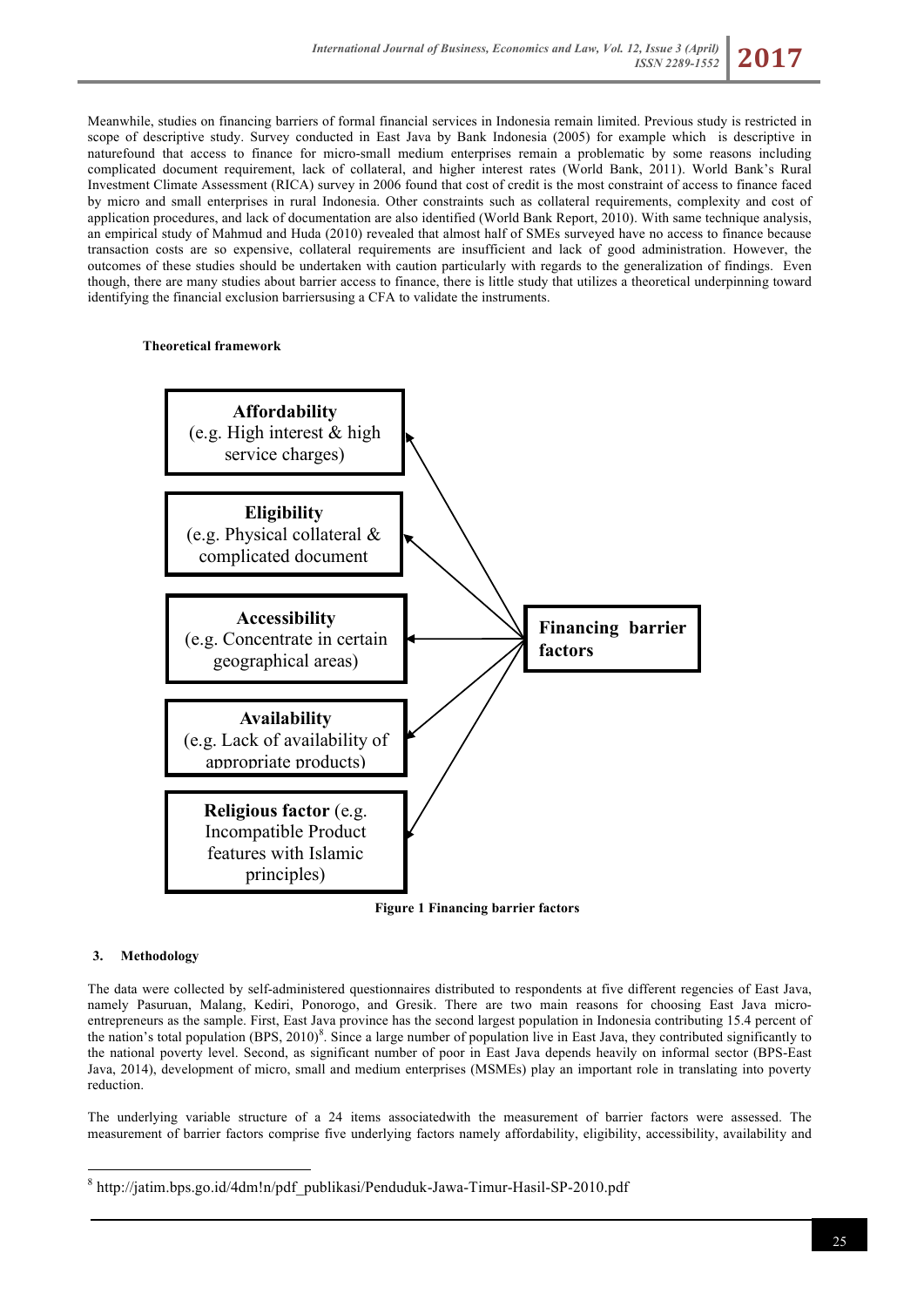Meanwhile, studies on financing barriers of formal financial services in Indonesia remain limited. Previous study is restricted in scope of descriptive study. Survey conducted in East Java by Bank Indonesia (2005) for example which is descriptive in naturefound that access to finance for micro-small medium enterprises remain a problematic by some reasons including complicated document requirement, lack of collateral, and higher interest rates (World Bank, 2011). World Bank's Rural Investment Climate Assessment (RICA) survey in 2006 found that cost of credit is the most constraint of access to finance faced by micro and small enterprises in rural Indonesia. Other constraints such as collateral requirements, complexity and cost of application procedures, and lack of documentation are also identified (World Bank Report, 2010). With same technique analysis, an empirical study of Mahmud and Huda (2010) revealed that almost half of SMEs surveyed have no access to finance because transaction costs are so expensive, collateral requirements are insufficient and lack of good administration. However, the outcomes of these studies should be undertaken with caution particularly with regards to the generalization of findings. Even though, there are many studies about barrier access to finance, there is little study that utilizes a theoretical underpinning toward identifying the financial exclusion barriersusing a CFA to validate the instruments.

**Theoretical framework**

**Affordability** (e.g. High interest & high service charges)

**Eligibility** (e.g. Physical collateral & complicated document

**Accessibility** (e.g. Concentrate in certain geographical areas)

**Availability** (e.g. Lack of availability of appropriate products)

**Religious factor** (e.g. Incompatible Product features with Islamic principles)

**Financing barrier factors**

**Figure 1 Financing barrier factors**

## 3. Methodology

The data were collected by self-administered questionnaires distributed to respondents at five different regencies of East Java, namely Pasuruan, Malang, Kediri, Ponorogo, and Gresik. There are two main reasons for choosing East Java micro-entrepreneurs as the sample. First, East Java province has the second largest population in Indonesia contributing 15.4 percent of the nation's total population (BPS, 2010)[8]. Since a large number of population live in East Java, they contributed significantly to the national poverty level. Second, as significant number of poor in East Java depends heavily on informal sector (BPS-East Java, 2014), development of micro, small and medium enterprises (MSMEs) play an important role in translating into poverty reduction.

The underlying variable structure of a 24 items associatedwith the measurement of barrier factors were assessed. The measurement of barrier factors comprise five underlying factors namely affordability, eligibility, accessibility, availability and

---

[8] http://jatim.bps.go.id/4dm!n/pdf_publikasi/Penduduk-Jawa-Timur-Hasil-SP-2010.pdf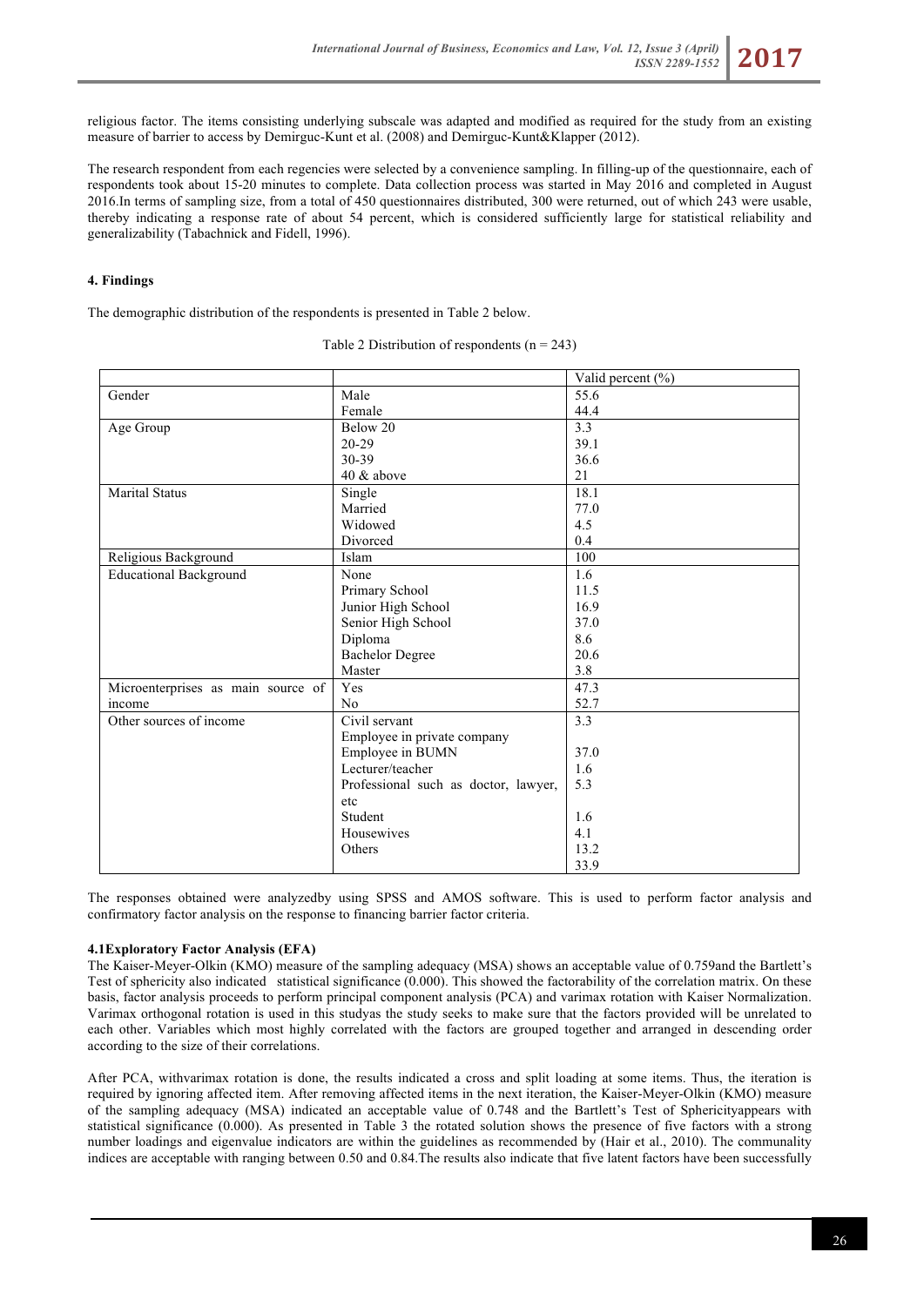religious factor. The items consisting underlying subscale was adapted and modified as required for the study from an existing measure of barrier to access by Demirguc-Kunt et al. (2008) and Demirguc-Kunt&Klapper (2012).

The research respondent from each regencies were selected by a convenience sampling. In filling-up of the questionnaire, each of respondents took about 15-20 minutes to complete. Data collection process was started in May 2016 and completed in August 2016.In terms of sampling size, from a total of 450 questionnaires distributed, 300 were returned, out of which 243 were usable, thereby indicating a response rate of about 54 percent, which is considered sufficiently large for statistical reliability and generalizability (Tabachnick and Fidell, 1996).

#### 4. Findings

The demographic distribution of the respondents is presented in Table 2 below.

Table 2 Distribution of respondents (n = 243)

| | | Valid percent (%) |
|---|---|---|
| Gender | Male | 55.6 |
| | Female | 44.4 |
| Age Group | Below 20 | 3.3 |
| | 20-29 | 39.1 |
| | 30-39 | 36.6 |
| | 40 & above | 21 |
| Marital Status | Single | 18.1 |
| | Married | 77.0 |
| | Widowed | 4.5 |
| | Divorced | 0.4 |
| Religious Background | Islam | 100 |
| Educational Background | None | 1.6 |
| | Primary School | 11.5 |
| | Junior High School | 16.9 |
| | Senior High School | 37.0 |
| | Diploma | 8.6 |
| | Bachelor Degree | 20.6 |
| | Master | 3.8 |
| Microenterprises as main source of income | Yes | 47.3 |
| | No | 52.7 |
| Other sources of income | Civil servant | 3.3 |
| | Employee in private company | |
| | Employee in BUMN | 37.0 |
| | Lecturer/teacher | 1.6 |
| | Professional such as doctor, lawyer, etc | 5.3 |
| | Student | 1.6 |
| | Housewives | 4.1 |
| | Others | 13.2 |
| | | 33.9 |

The responses obtained were analyzedby using SPSS and AMOS software. This is used to perform factor analysis and confirmatory factor analysis on the response to financing barrier factor criteria.

#### 4.1Exploratory Factor Analysis (EFA)

The Kaiser-Meyer-Olkin (KMO) measure of the sampling adequacy (MSA) shows an acceptable value of 0.759and the Bartlett's Test of sphericity also indicated statistical significance (0.000). This showed the factorability of the correlation matrix. On these basis, factor analysis proceeds to perform principal component analysis (PCA) and varimax rotation with Kaiser Normalization. Varimax orthogonal rotation is used in this studyas the study seeks to make sure that the factors provided will be unrelated to each other. Variables which most highly correlated with the factors are grouped together and arranged in descending order according to the size of their correlations.

After PCA, withvarimax rotation is done, the results indicated a cross and split loading at some items. Thus, the iteration is required by ignoring affected item. After removing affected items in the next iteration, the Kaiser-Meyer-Olkin (KMO) measure of the sampling adequacy (MSA) indicated an acceptable value of 0.748 and the Bartlett's Test of Sphericityappears with statistical significance (0.000). As presented in Table 3 the rotated solution shows the presence of five factors with a strong number loadings and eigenvalue indicators are within the guidelines as recommended by (Hair et al., 2010). The communality indices are acceptable with ranging between 0.50 and 0.84.The results also indicate that five latent factors have been successfully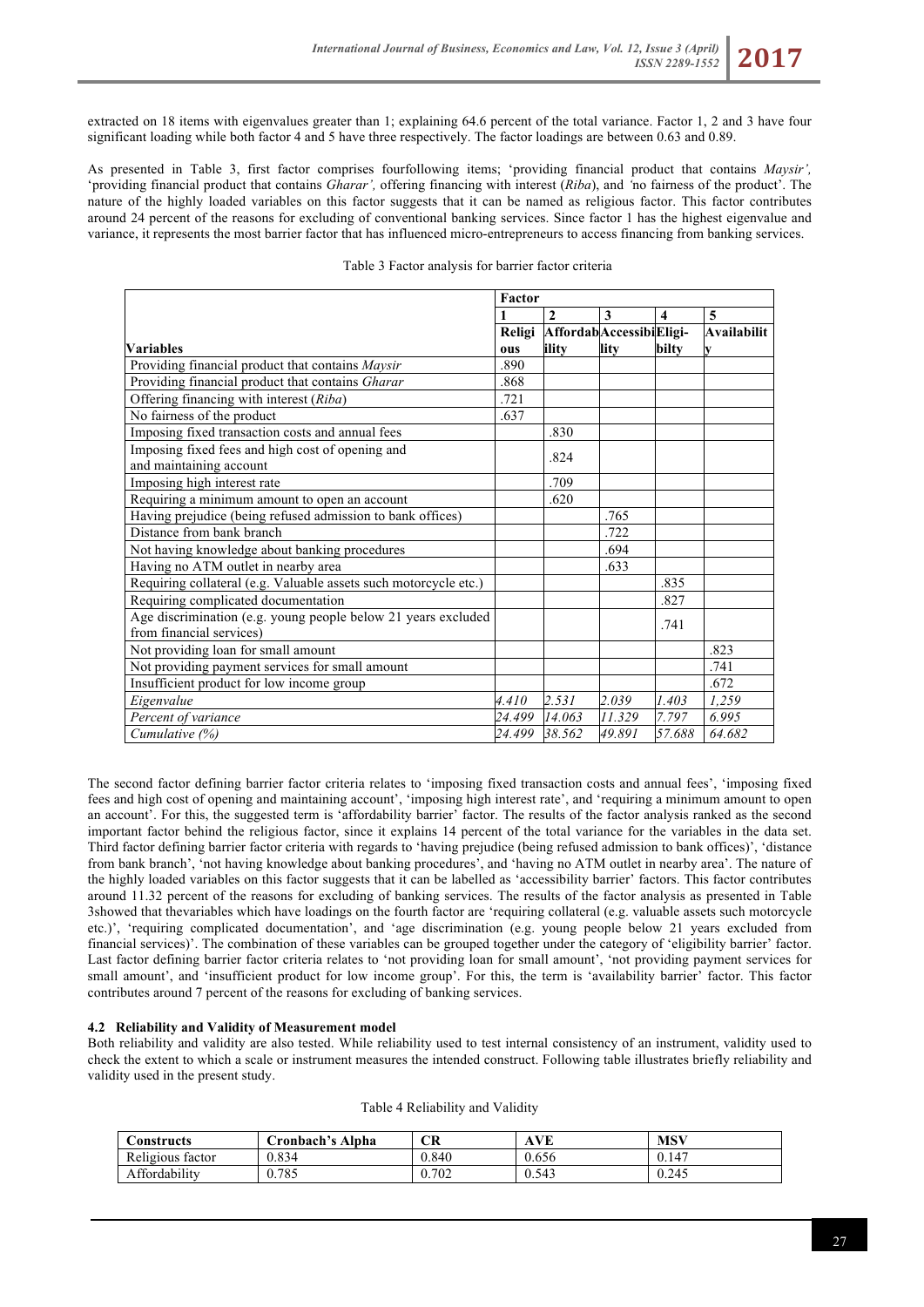extracted on 18 items with eigenvalues greater than 1; explaining 64.6 percent of the total variance. Factor 1, 2 and 3 have four significant loading while both factor 4 and 5 have three respectively. The factor loadings are between 0.63 and 0.89.

As presented in Table 3, first factor comprises fourfollowing items; 'providing financial product that contains *Maysir',* 'providing financial product that contains *Gharar',* offering financing with interest (*Riba*), and *'*no fairness of the product'. The nature of the highly loaded variables on this factor suggests that it can be named as religious factor. This factor contributes around 24 percent of the reasons for excluding of conventional banking services. Since factor 1 has the highest eigenvalue and variance, it represents the most barrier factor that has influenced micro-entrepreneurs to access financing from banking services.

Table 3 Factor analysis for barrier factor criteria

| | Factor | | | | |
|---|---|---|---|---|---|
| | 1 | 2 | 3 | 4 | 5 |
| **Variables** | **Religious** | **Affordability** | **Accessibility** | **Eligi-bilty** | **Availability** |
| Providing financial product that contains *Maysir* | .890 | | | | |
| Providing financial product that contains *Gharar* | .868 | | | | |
| Offering financing with interest (*Riba*) | .721 | | | | |
| No fairness of the product | .637 | | | | |
| Imposing fixed transaction costs and annual fees | | .830 | | | |
| Imposing fixed fees and high cost of opening and and maintaining account | | .824 | | | |
| Imposing high interest rate | | .709 | | | |
| Requiring a minimum amount to open an account | | .620 | | | |
| Having prejudice (being refused admission to bank offices) | | | .765 | | |
| Distance from bank branch | | | .722 | | |
| Not having knowledge about banking procedures | | | .694 | | |
| Having no ATM outlet in nearby area | | | .633 | | |
| Requiring collateral (e.g. Valuable assets such motorcycle etc.) | | | | .835 | |
| Requiring complicated documentation | | | | .827 | |
| Age discrimination (e.g. young people below 21 years excluded from financial services) | | | | .741 | |
| Not providing loan for small amount | | | | | .823 |
| Not providing payment services for small amount | | | | | .741 |
| Insufficient product for low income group | | | | | .672 |
| *Eigenvalue* | *4.410* | *2.531* | *2.039* | *1.403* | *1,259* |
| *Percent of variance* | *24.499* | *14.063* | *11.329* | *7.797* | *6.995* |
| *Cumulative (%)* | *24.499* | *38.562* | *49.891* | *57.688* | *64.682* |

The second factor defining barrier factor criteria relates to 'imposing fixed transaction costs and annual fees', 'imposing fixed fees and high cost of opening and maintaining account', 'imposing high interest rate', and 'requiring a minimum amount to open an account'. For this, the suggested term is 'affordability barrier' factor. The results of the factor analysis ranked as the second important factor behind the religious factor, since it explains 14 percent of the total variance for the variables in the data set. Third factor defining barrier factor criteria with regards to 'having prejudice (being refused admission to bank offices)', 'distance from bank branch', 'not having knowledge about banking procedures', and 'having no ATM outlet in nearby area'. The nature of the highly loaded variables on this factor suggests that it can be labelled as 'accessibility barrier' factors. This factor contributes around 11.32 percent of the reasons for excluding of banking services. The results of the factor analysis as presented in Table 3showed that thevariables which have loadings on the fourth factor are 'requiring collateral (e.g. valuable assets such motorcycle etc.)', 'requiring complicated documentation', and 'age discrimination (e.g. young people below 21 years excluded from financial services)'. The combination of these variables can be grouped together under the category of 'eligibility barrier' factor. Last factor defining barrier factor criteria relates to 'not providing loan for small amount', 'not providing payment services for small amount', and 'insufficient product for low income group'. For this, the term is 'availability barrier' factor. This factor contributes around 7 percent of the reasons for excluding of banking services.

### 4.2 Reliability and Validity of Measurement model

Both reliability and validity are also tested. While reliability used to test internal consistency of an instrument, validity used to check the extent to which a scale or instrument measures the intended construct. Following table illustrates briefly reliability and validity used in the present study.

Table 4 Reliability and Validity

| Constructs | Cronbach's Alpha | CR | AVE | MSV |
|---|---|---|---|---|
| Religious factor | 0.834 | 0.840 | 0.656 | 0.147 |
| Affordability | 0.785 | 0.702 | 0.543 | 0.245 |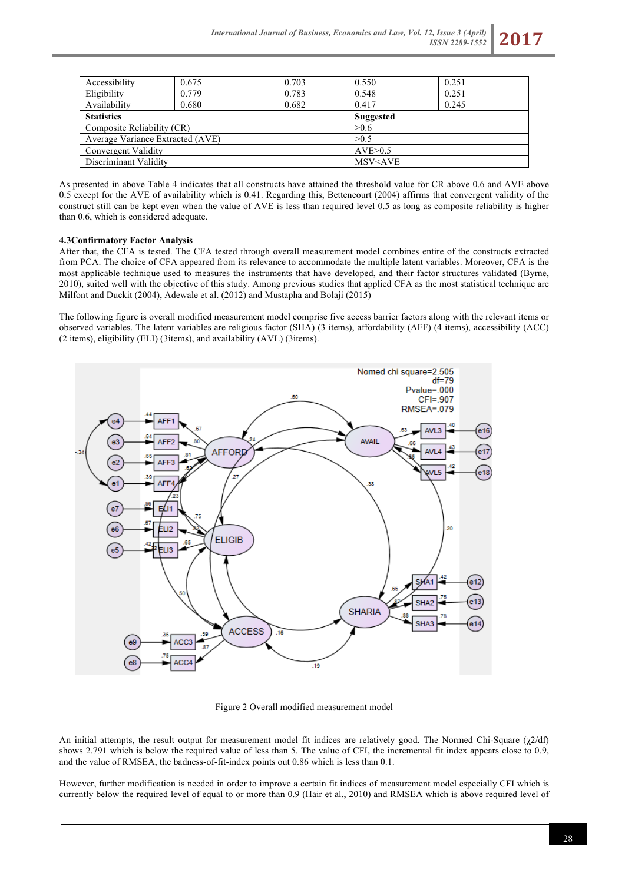| | | | | |
|---|---|---|---|---|
| Accessibility | 0.675 | 0.703 | 0.550 | 0.251 |
| Eligibility | 0.779 | 0.783 | 0.548 | 0.251 |
| Availability | 0.680 | 0.682 | 0.417 | 0.245 |
| **Statistics** | | | **Suggested** | |
| Composite Reliability (CR) | | | >0.6 | |
| Average Variance Extracted (AVE) | | | >0.5 | |
| Convergent Validity | | | AVE>0.5 | |
| Discriminant Validity | | | MSV<AVE | |

As presented in above Table 4 indicates that all constructs have attained the threshold value for CR above 0.6 and AVE above 0.5 except for the AVE of availability which is 0.41. Regarding this, Bettencourt (2004) affirms that convergent validity of the construct still can be kept even when the value of AVE is less than required level 0.5 as long as composite reliability is higher than 0.6, which is considered adequate.

#### 4.3Confirmatory Factor Analysis

After that, the CFA is tested. The CFA tested through overall measurement model combines entire of the constructs extracted from PCA. The choice of CFA appeared from its relevance to accommodate the multiple latent variables. Moreover, CFA is the most applicable technique used to measures the instruments that have developed, and their factor structures validated (Byrne, 2010), suited well with the objective of this study. Among previous studies that applied CFA as the most statistical technique are Milfont and Duckit (2004), Adewale et al. (2012) and Mustapha and Bolaji (2015)

The following figure is overall modified measurement model comprise five access barrier factors along with the relevant items or observed variables. The latent variables are religious factor (SHA) (3 items), affordability (AFF) (4 items), accessibility (ACC) (2 items), eligibility (ELI) (3items), and availability (AVL) (3items).

Figure 2 Overall modified measurement model

An initial attempts, the result output for measurement model fit indices are relatively good. The Normed Chi-Square ($\chi 2$/df) shows 2.791 which is below the required value of less than 5. The value of CFI, the incremental fit index appears close to 0.9, and the value of RMSEA, the badness-of-fit-index points out 0.86 which is less than 0.1.

However, further modification is needed in order to improve a certain fit indices of measurement model especially CFI which is currently below the required level of equal to or more than 0.9 (Hair et al., 2010) and RMSEA which is above required level of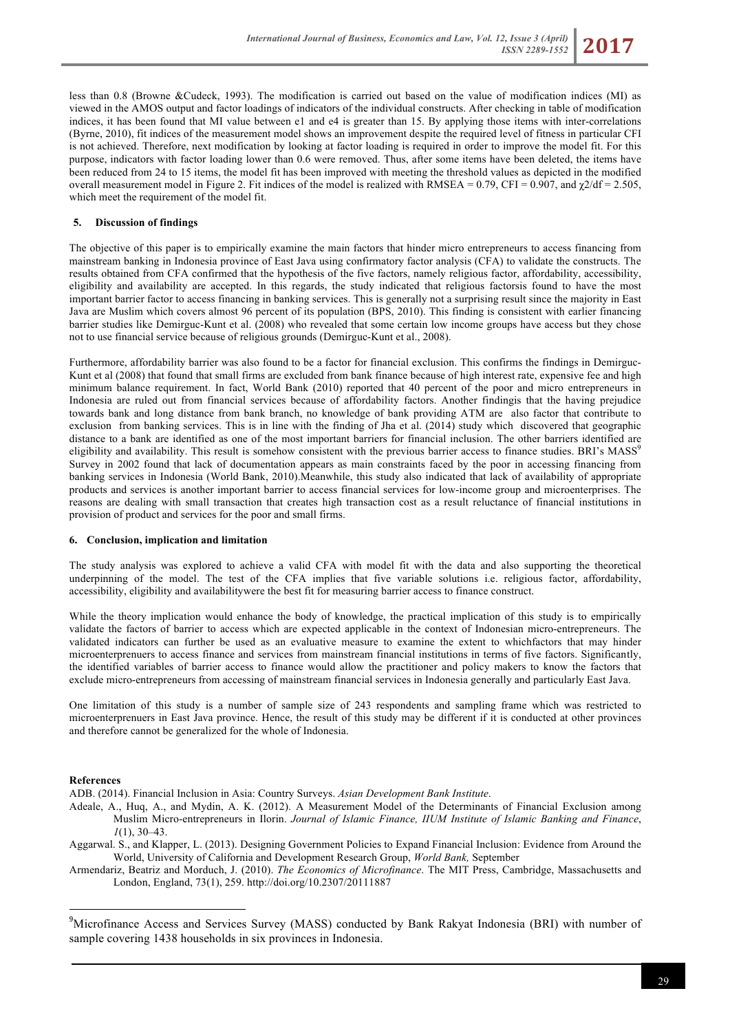less than 0.8 (Browne &Cudeck, 1993). The modification is carried out based on the value of modification indices (MI) as viewed in the AMOS output and factor loadings of indicators of the individual constructs. After checking in table of modification indices, it has been found that MI value between e1 and e4 is greater than 15. By applying those items with inter-correlations (Byrne, 2010), fit indices of the measurement model shows an improvement despite the required level of fitness in particular CFI is not achieved. Therefore, next modification by looking at factor loading is required in order to improve the model fit. For this purpose, indicators with factor loading lower than 0.6 were removed. Thus, after some items have been deleted, the items have been reduced from 24 to 15 items, the model fit has been improved with meeting the threshold values as depicted in the modified overall measurement model in Figure 2. Fit indices of the model is realized with RMSEA = 0.79, CFI = 0.907, and $\chi 2/df = 2.505$, which meet the requirement of the model fit.

## 5. Discussion of findings

The objective of this paper is to empirically examine the main factors that hinder micro entrepreneurs to access financing from mainstream banking in Indonesia province of East Java using confirmatory factor analysis (CFA) to validate the constructs. The results obtained from CFA confirmed that the hypothesis of the five factors, namely religious factor, affordability, accessibility, eligibility and availability are accepted. In this regards, the study indicated that religious factorsis found to have the most important barrier factor to access financing in banking services. This is generally not a surprising result since the majority in East Java are Muslim which covers almost 96 percent of its population (BPS, 2010). This finding is consistent with earlier financing barrier studies like Demirguc-Kunt et al. (2008) who revealed that some certain low income groups have access but they chose not to use financial service because of religious grounds (Demirguc-Kunt et al., 2008).

Furthermore, affordability barrier was also found to be a factor for financial exclusion. This confirms the findings in Demirguc-Kunt et al (2008) that found that small firms are excluded from bank finance because of high interest rate, expensive fee and high minimum balance requirement. In fact, World Bank (2010) reported that 40 percent of the poor and micro entrepreneurs in Indonesia are ruled out from financial services because of affordability factors. Another findingis that the having prejudice towards bank and long distance from bank branch, no knowledge of bank providing ATM are also factor that contribute to exclusion from banking services. This is in line with the finding of Jha et al. (2014) study which discovered that geographic distance to a bank are identified as one of the most important barriers for financial inclusion. The other barriers identified are eligibility and availability. This result is somehow consistent with the previous barrier access to finance studies. BRI's MASS[9] Survey in 2002 found that lack of documentation appears as main constraints faced by the poor in accessing financing from banking services in Indonesia (World Bank, 2010).Meanwhile, this study also indicated that lack of availability of appropriate products and services is another important barrier to access financial services for low-income group and microenterprises. The reasons are dealing with small transaction that creates high transaction cost as a result reluctance of financial institutions in provision of product and services for the poor and small firms.

## 6. Conclusion, implication and limitation

The study analysis was explored to achieve a valid CFA with model fit with the data and also supporting the theoretical underpinning of the model. The test of the CFA implies that five variable solutions i.e. religious factor, affordability, accessibility, eligibility and availabilitywere the best fit for measuring barrier access to finance construct.

While the theory implication would enhance the body of knowledge, the practical implication of this study is to empirically validate the factors of barrier to access which are expected applicable in the context of Indonesian micro-entrepreneurs. The validated indicators can further be used as an evaluative measure to examine the extent to whichfactors that may hinder microenterprenuers to access finance and services from mainstream financial institutions in terms of five factors. Significantly, the identified variables of barrier access to finance would allow the practitioner and policy makers to know the factors that exclude micro-entrepreneurs from accessing of mainstream financial services in Indonesia generally and particularly East Java.

One limitation of this study is a number of sample size of 243 respondents and sampling frame which was restricted to microenterprenuers in East Java province. Hence, the result of this study may be different if it is conducted at other provinces and therefore cannot be generalized for the whole of Indonesia.

## References

ADB. (2014). Financial Inclusion in Asia: Country Surveys. *Asian Development Bank Institute*.

Adeale, A., Huq, A., and Mydin, A. K. (2012). A Measurement Model of the Determinants of Financial Exclusion among Muslim Micro-entrepreneurs in Ilorin. *Journal of Islamic Finance, IIUM Institute of Islamic Banking and Finance*, *1*(1), 30–43.

Aggarwal. S., and Klapper, L. (2013). Designing Government Policies to Expand Financial Inclusion: Evidence from Around the World, University of California and Development Research Group, *World Bank,* September

Armendariz, Beatriz and Morduch, J. (2010). *The Economics of Microfinance*. The MIT Press, Cambridge, Massachusetts and London, England, 73(1), 259. http://doi.org/10.2307/20111887

[9]Microfinance Access and Services Survey (MASS) conducted by Bank Rakyat Indonesia (BRI) with number of sample covering 1438 households in six provinces in Indonesia.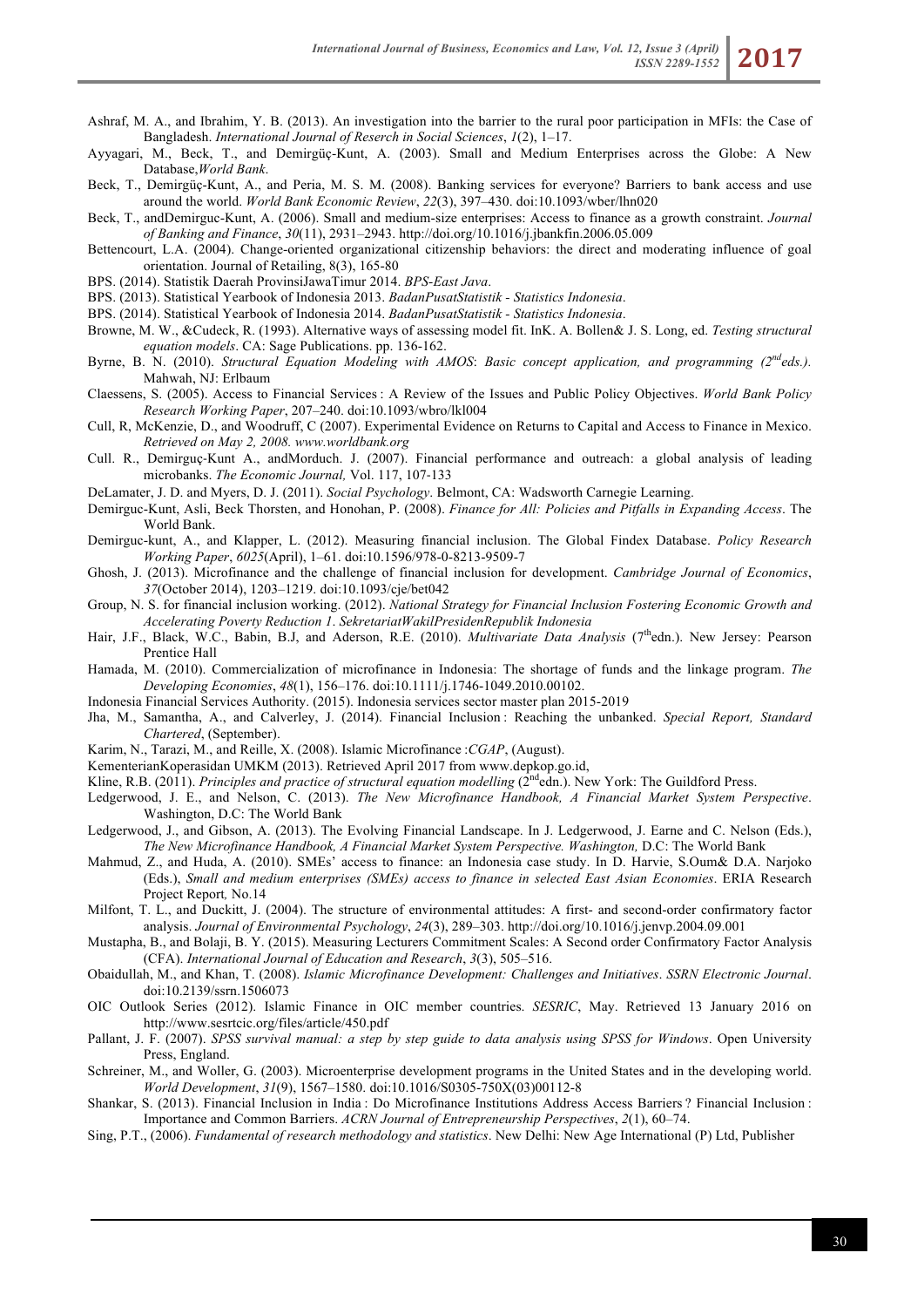Ashraf, M. A., and Ibrahim, Y. B. (2013). An investigation into the barrier to the rural poor participation in MFIs: the Case of Bangladesh. *International Journal of Reserch in Social Sciences*, *1*(2), 1–17.

Ayyagari, M., Beck, T., and Demirgüç-Kunt, A. (2003). Small and Medium Enterprises across the Globe: A New Database,*World Bank*.

Beck, T., Demirgüç-Kunt, A., and Peria, M. S. M. (2008). Banking services for everyone? Barriers to bank access and use around the world. *World Bank Economic Review*, *22*(3), 397–430. doi:10.1093/wber/lhn020

Beck, T., andDemirguc-Kunt, A. (2006). Small and medium-size enterprises: Access to finance as a growth constraint. *Journal of Banking and Finance*, *30*(11), 2931–2943. http://doi.org/10.1016/j.jbankfin.2006.05.009

Bettencourt, L.A. (2004). Change-oriented organizational citizenship behaviors: the direct and moderating influence of goal orientation. Journal of Retailing, 8(3), 165-80

BPS. (2014). Statistik Daerah ProvinsiJawaTimur 2014. *BPS-East Java*.

BPS. (2013). Statistical Yearbook of Indonesia 2013. *BadanPusatStatistik - Statistics Indonesia*.

BPS. (2014). Statistical Yearbook of Indonesia 2014. *BadanPusatStatistik - Statistics Indonesia*.

Browne, M. W., &Cudeck, R. (1993). Alternative ways of assessing model fit. InK. A. Bollen& J. S. Long, ed. *Testing structural equation models*. CA: Sage Publications. pp. 136-162.

Byrne, B. N. (2010). *Structural Equation Modeling with AMOS*: *Basic concept application, and programming (2nd eds.).* Mahwah, NJ: Erlbaum

Claessens, S. (2005). Access to Financial Services : A Review of the Issues and Public Policy Objectives. *World Bank Policy Research Working Paper*, 207–240. doi:10.1093/wbro/lkl004

Cull, R, McKenzie, D., and Woodruff, C (2007). Experimental Evidence on Returns to Capital and Access to Finance in Mexico. *Retrieved on May 2, 2008. www.worldbank.org*

Cull. R., Demirguç-Kunt A., andMorduch. J. (2007). Financial performance and outreach: a global analysis of leading microbanks. *The Economic Journal,* Vol. 117, 107-133

DeLamater, J. D. and Myers, D. J. (2011). *Social Psychology*. Belmont, CA: Wadsworth Carnegie Learning.

Demirguc-Kunt, Asli, Beck Thorsten, and Honohan, P. (2008). *Finance for All: Policies and Pitfalls in Expanding Access*. The World Bank.

Demirguc-kunt, A., and Klapper, L. (2012). Measuring financial inclusion. The Global Findex Database. *Policy Research Working Paper*, *6025*(April), 1–61. doi:10.1596/978-0-8213-9509-7

Ghosh, J. (2013). Microfinance and the challenge of financial inclusion for development. *Cambridge Journal of Economics*, *37*(October 2014), 1203–1219. doi:10.1093/cje/bet042

Group, N. S. for financial inclusion working. (2012). *National Strategy for Financial Inclusion Fostering Economic Growth and Accelerating Poverty Reduction 1*. *SekretariatWakilPresidenRepublik Indonesia*

Hair, J.F., Black, W.C., Babin, B.J, and Aderson, R.E. (2010). *Multivariate Data Analysis* (7thedn.). New Jersey: Pearson Prentice Hall

Hamada, M. (2010). Commercialization of microfinance in Indonesia: The shortage of funds and the linkage program. *The Developing Economies*, *48*(1), 156–176. doi:10.1111/j.1746-1049.2010.00102.

Indonesia Financial Services Authority. (2015). Indonesia services sector master plan 2015-2019

Jha, M., Samantha, A., and Calverley, J. (2014). Financial Inclusion : Reaching the unbanked. *Special Report, Standard Chartered*, (September).

Karim, N., Tarazi, M., and Reille, X. (2008). Islamic Microfinance :*CGAP*, (August).

KementerianKoperasidan UMKM (2013). Retrieved April 2017 from www.depkop.go.id,

Kline, R.B. (2011). *Principles and practice of structural equation modelling* (2ndedn.). New York: The Guildford Press.

Ledgerwood, J. E., and Nelson, C. (2013). *The New Microfinance Handbook, A Financial Market System Perspective*. Washington, D.C: The World Bank

Ledgerwood, J., and Gibson, A. (2013). The Evolving Financial Landscape. In J. Ledgerwood, J. Earne and C. Nelson (Eds.), *The New Microfinance Handbook, A Financial Market System Perspective. Washington,* D.C: The World Bank

Mahmud, Z., and Huda, A. (2010). SMEs' access to finance: an Indonesia case study. In D. Harvie, S.Oum& D.A. Narjoko (Eds.), *Small and medium enterprises (SMEs) access to finance in selected East Asian Economies*. ERIA Research Project Report*,* No.14

Milfont, T. L., and Duckitt, J. (2004). The structure of environmental attitudes: A first- and second-order confirmatory factor analysis. *Journal of Environmental Psychology*, *24*(3), 289–303. http://doi.org/10.1016/j.jenvp.2004.09.001

Mustapha, B., and Bolaji, B. Y. (2015). Measuring Lecturers Commitment Scales: A Second order Confirmatory Factor Analysis (CFA). *International Journal of Education and Research*, *3*(3), 505–516.

Obaidullah, M., and Khan, T. (2008). *Islamic Microfinance Development: Challenges and Initiatives*. *SSRN Electronic Journal*. doi:10.2139/ssrn.1506073

OIC Outlook Series (2012). Islamic Finance in OIC member countries. *SESRIC*, May. Retrieved 13 January 2016 on http://www.sesrtcic.org/files/article/450.pdf

Pallant, J. F. (2007). *SPSS survival manual: a step by step guide to data analysis using SPSS for Windows*. Open University Press, England.

Schreiner, M., and Woller, G. (2003). Microenterprise development programs in the United States and in the developing world. *World Development*, *31*(9), 1567–1580. doi:10.1016/S0305-750X(03)00112-8

Shankar, S. (2013). Financial Inclusion in India : Do Microfinance Institutions Address Access Barriers ? Financial Inclusion : Importance and Common Barriers. *ACRN Journal of Entrepreneurship Perspectives*, *2*(1), 60–74.

Sing, P.T., (2006). *Fundamental of research methodology and statistics*. New Delhi: New Age International (P) Ltd, Publisher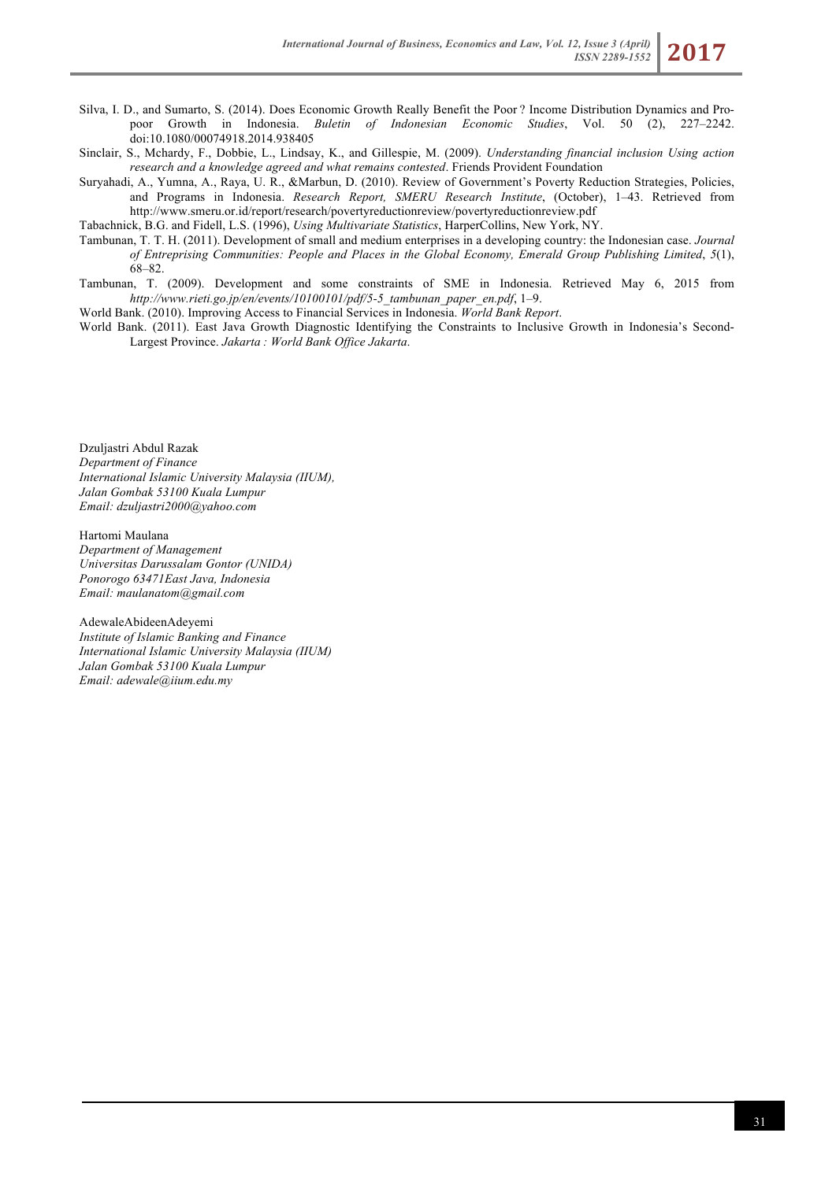Silva, I. D., and Sumarto, S. (2014). Does Economic Growth Really Benefit the Poor ? Income Distribution Dynamics and Pro-poor Growth in Indonesia. *Buletin of Indonesian Economic Studies*, Vol. 50 (2), 227–2242. doi:10.1080/00074918.2014.938405

Sinclair, S., Mchardy, F., Dobbie, L., Lindsay, K., and Gillespie, M. (2009). *Understanding financial inclusion Using action research and a knowledge agreed and what remains contested*. Friends Provident Foundation

Suryahadi, A., Yumna, A., Raya, U. R., &Marbun, D. (2010). Review of Government's Poverty Reduction Strategies, Policies, and Programs in Indonesia. *Research Report, SMERU Research Institute*, (October), 1–43. Retrieved from http://www.smeru.or.id/report/research/povertyreductionreview/povertyreductionreview.pdf

Tabachnick, B.G. and Fidell, L.S. (1996), *Using Multivariate Statistics*, HarperCollins, New York, NY.

Tambunan, T. T. H. (2011). Development of small and medium enterprises in a developing country: the Indonesian case. *Journal of Entreprising Communities: People and Places in the Global Economy, Emerald Group Publishing Limited*, *5*(1), 68–82.

Tambunan, T. (2009). Development and some constraints of SME in Indonesia. Retrieved May 6, 2015 from *http://www.rieti.go.jp/en/events/10100101/pdf/5-5_tambunan_paper_en.pdf*, 1–9.

World Bank. (2010). Improving Access to Financial Services in Indonesia. *World Bank Report*.

World Bank. (2011). East Java Growth Diagnostic Identifying the Constraints to Inclusive Growth in Indonesia's Second-Largest Province. *Jakarta : World Bank Office Jakarta*.

Dzuljastri Abdul Razak
*Department of Finance*
*International Islamic University Malaysia (IIUM),*
*Jalan Gombak 53100 Kuala Lumpur*
*Email: dzuljastri2000@yahoo.com*

Hartomi Maulana
*Department of Management*
*Universitas Darussalam Gontor (UNIDA)*
*Ponorogo 63471East Java, Indonesia*
*Email: maulanatom@gmail.com*

AdewaleAbideenAdeyemi
*Institute of Islamic Banking and Finance*
*International Islamic University Malaysia (IIUM)*
*Jalan Gombak 53100 Kuala Lumpur*
*Email: adewale@iium.edu.my*